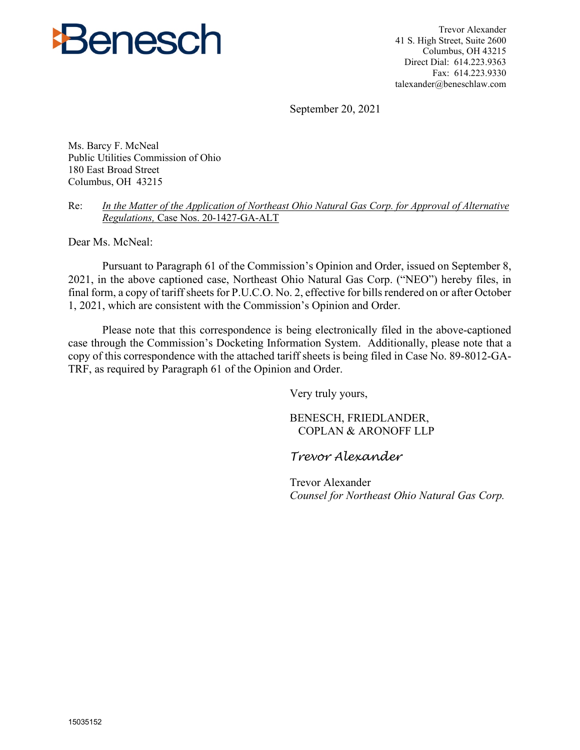Benesch

Trevor Alexander
41 S. High Street, Suite 2600
Columbus, OH 43215
Direct Dial: 614.223.9363
Fax: 614.223.9330
talexander@beneschlaw.com

September 20, 2021

Ms. Barcy F. McNeal
Public Utilities Commission of Ohio
180 East Broad Street
Columbus, OH 43215

Re: *In the Matter of the Application of Northeast Ohio Natural Gas Corp. for Approval of Alternative Regulations,* Case Nos. 20-1427-GA-ALT

Dear Ms. McNeal:

Pursuant to Paragraph 61 of the Commission's Opinion and Order, issued on September 8, 2021, in the above captioned case, Northeast Ohio Natural Gas Corp. ("NEO") hereby files, in final form, a copy of tariff sheets for P.U.C.O. No. 2, effective for bills rendered on or after October 1, 2021, which are consistent with the Commission's Opinion and Order.

Please note that this correspondence is being electronically filed in the above-captioned case through the Commission's Docketing Information System. Additionally, please note that a copy of this correspondence with the attached tariff sheets is being filed in Case No. 89-8012-GA-TRF, as required by Paragraph 61 of the Opinion and Order.

Very truly yours,

BENESCH, FRIEDLANDER,
COPLAN & ARONOFF LLP

*Trevor Alexander*

Trevor Alexander
*Counsel for Northeast Ohio Natural Gas Corp.*

15035152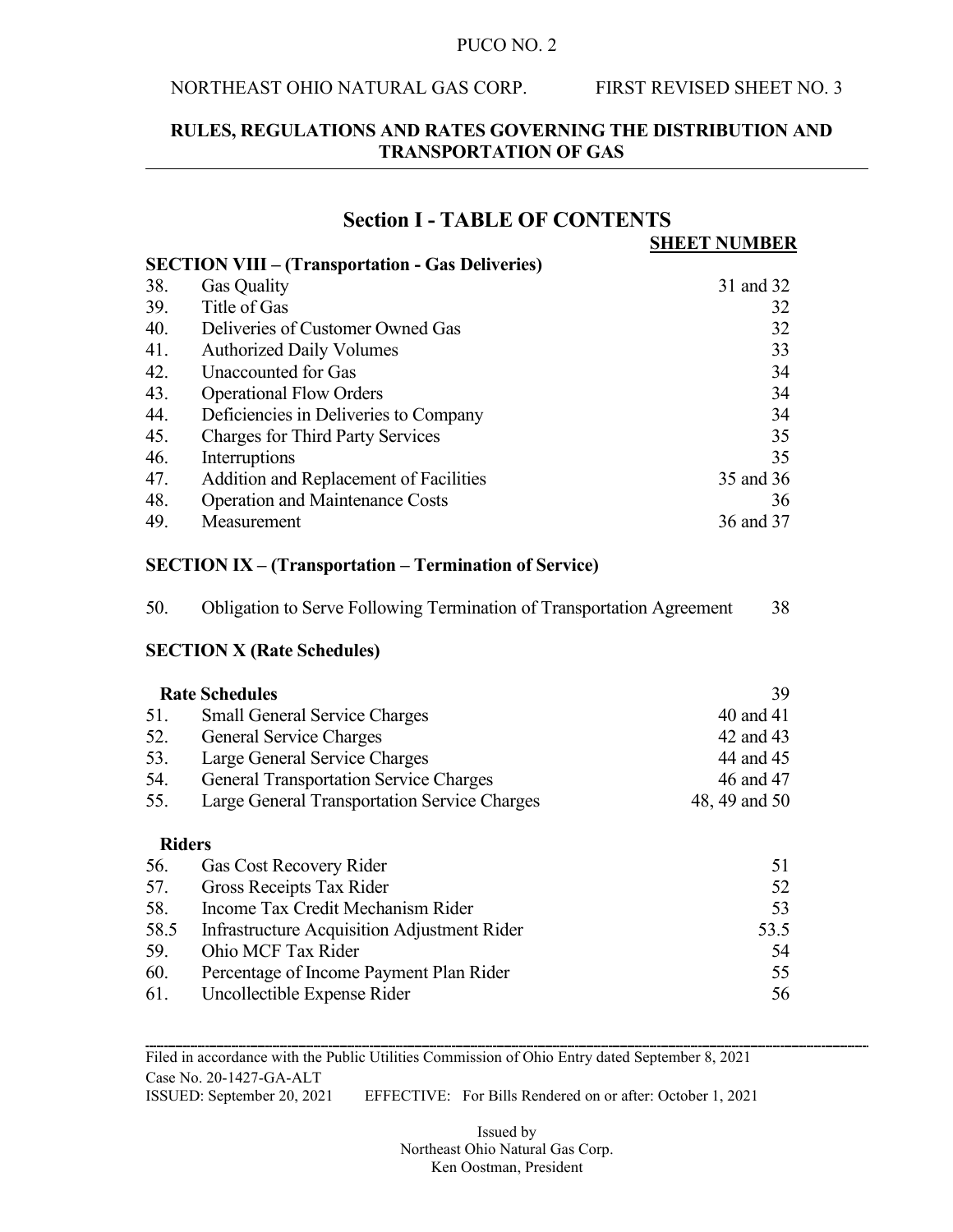PUCO NO. 2

NORTHEAST OHIO NATURAL GAS CORP. FIRST REVISED SHEET NO. 3

**RULES, REGULATIONS AND RATES GOVERNING THE DISTRIBUTION AND TRANSPORTATION OF GAS**

## Section I - TABLE OF CONTENTS

| | | **SHEET NUMBER** |
|---|---|---|
| **SECTION VIII – (Transportation - Gas Deliveries)** | | |
| 38. | Gas Quality | 31 and 32 |
| 39. | Title of Gas | 32 |
| 40. | Deliveries of Customer Owned Gas | 32 |
| 41. | Authorized Daily Volumes | 33 |
| 42. | Unaccounted for Gas | 34 |
| 43. | Operational Flow Orders | 34 |
| 44. | Deficiencies in Deliveries to Company | 34 |
| 45. | Charges for Third Party Services | 35 |
| 46. | Interruptions | 35 |
| 47. | Addition and Replacement of Facilities | 35 and 36 |
| 48. | Operation and Maintenance Costs | 36 |
| 49. | Measurement | 36 and 37 |
| **SECTION IX – (Transportation – Termination of Service)** | | |
| 50. | Obligation to Serve Following Termination of Transportation Agreement | 38 |
| **SECTION X (Rate Schedules)** | | |
| **Rate Schedules** | | 39 |
| 51. | Small General Service Charges | 40 and 41 |
| 52. | General Service Charges | 42 and 43 |
| 53. | Large General Service Charges | 44 and 45 |
| 54. | General Transportation Service Charges | 46 and 47 |
| 55. | Large General Transportation Service Charges | 48, 49 and 50 |
| **Riders** | | |
| 56. | Gas Cost Recovery Rider | 51 |
| 57. | Gross Receipts Tax Rider | 52 |
| 58. | Income Tax Credit Mechanism Rider | 53 |
| 58.5 | Infrastructure Acquisition Adjustment Rider | 53.5 |
| 59. | Ohio MCF Tax Rider | 54 |
| 60. | Percentage of Income Payment Plan Rider | 55 |
| 61. | Uncollectible Expense Rider | 56 |

---

Filed in accordance with the Public Utilities Commission of Ohio Entry dated September 8, 2021
Case No. 20-1427-GA-ALT
ISSUED: September 20, 2021 EFFECTIVE: For Bills Rendered on or after: October 1, 2021

Issued by
Northeast Ohio Natural Gas Corp.
Ken Oostman, President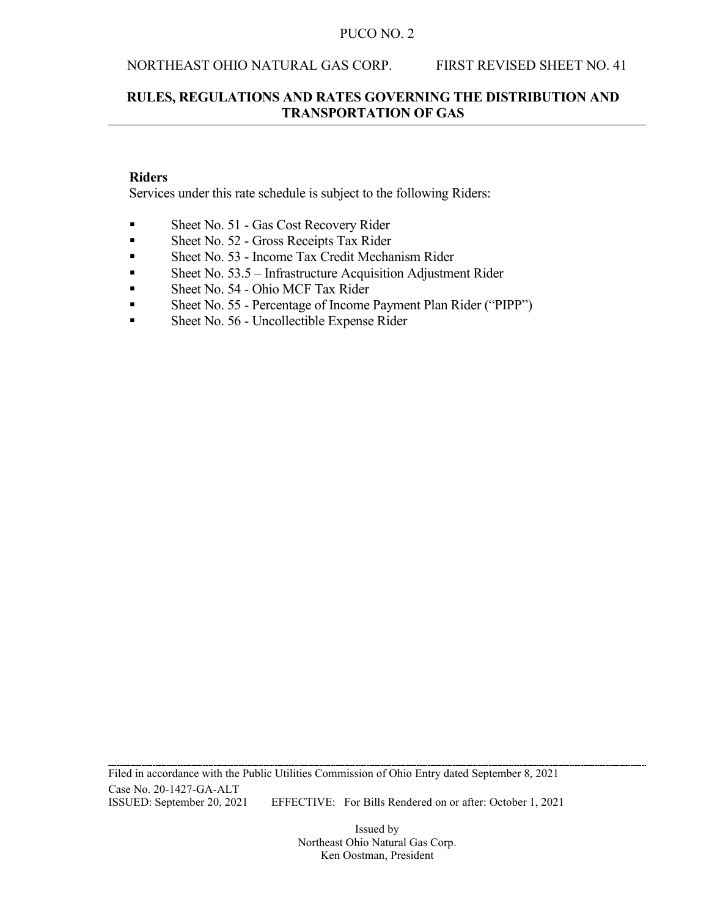**Riders**

Services under this rate schedule is subject to the following Riders:

- Sheet No. 51 - Gas Cost Recovery Rider
- Sheet No. 52 - Gross Receipts Tax Rider
- Sheet No. 53 - Income Tax Credit Mechanism Rider
- Sheet No. 53.5 – Infrastructure Acquisition Adjustment Rider
- Sheet No. 54 - Ohio MCF Tax Rider
- Sheet No. 55 - Percentage of Income Payment Plan Rider ("PIPP")
- Sheet No. 56 - Uncollectible Expense Rider

Filed in accordance with the Public Utilities Commission of Ohio Entry dated September 8, 2021

Case No. 20-1427-GA-ALT

ISSUED: September 20, 2021 EFFECTIVE: For Bills Rendered on or after: October 1, 2021

Issued by
Northeast Ohio Natural Gas Corp.
Ken Oostman, President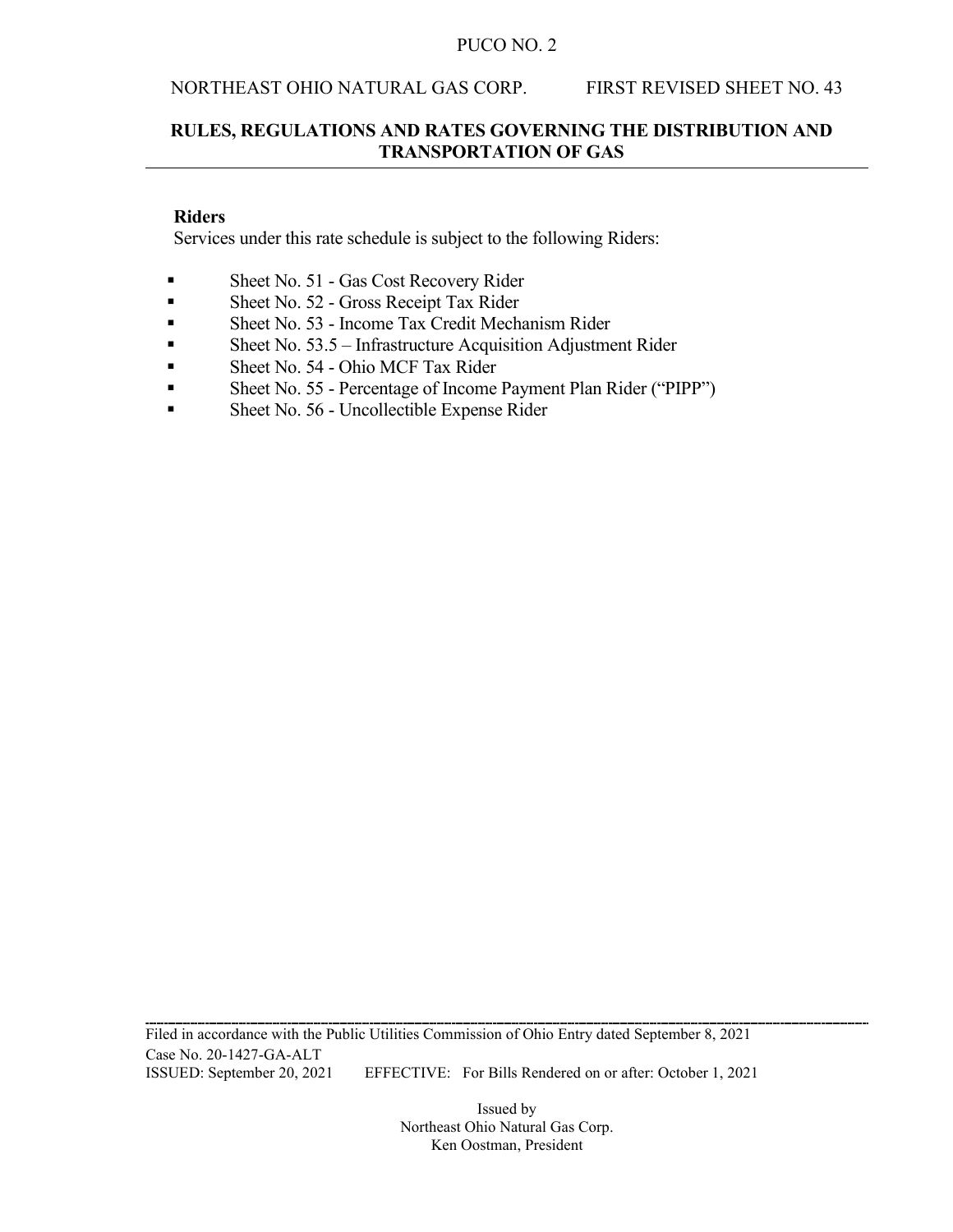PUCO NO. 2

NORTHEAST OHIO NATURAL GAS CORP. FIRST REVISED SHEET NO. 43

**RULES, REGULATIONS AND RATES GOVERNING THE DISTRIBUTION AND TRANSPORTATION OF GAS**

**Riders**

Services under this rate schedule is subject to the following Riders:

- Sheet No. 51 - Gas Cost Recovery Rider
- Sheet No. 52 - Gross Receipt Tax Rider
- Sheet No. 53 - Income Tax Credit Mechanism Rider
- Sheet No. 53.5 – Infrastructure Acquisition Adjustment Rider
- Sheet No. 54 - Ohio MCF Tax Rider
- Sheet No. 55 - Percentage of Income Payment Plan Rider ("PIPP")
- Sheet No. 56 - Uncollectible Expense Rider

Filed in accordance with the Public Utilities Commission of Ohio Entry dated September 8, 2021
Case No. 20-1427-GA-ALT
ISSUED: September 20, 2021 EFFECTIVE: For Bills Rendered on or after: October 1, 2021

Issued by
Northeast Ohio Natural Gas Corp.
Ken Oostman, President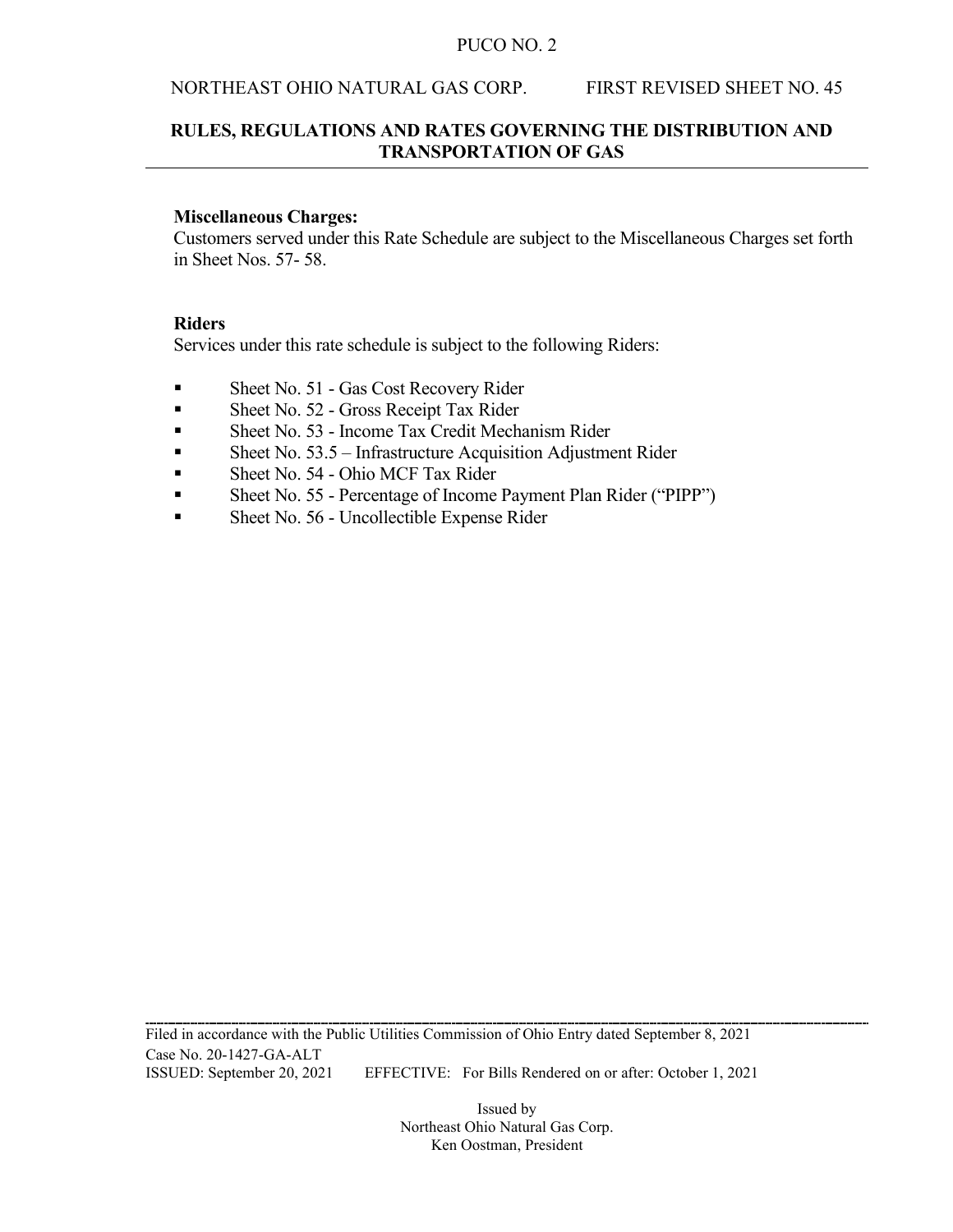**Miscellaneous Charges:**
Customers served under this Rate Schedule are subject to the Miscellaneous Charges set forth in Sheet Nos. 57- 58.

**Riders**
Services under this rate schedule is subject to the following Riders:

- Sheet No. 51 - Gas Cost Recovery Rider
- Sheet No. 52 - Gross Receipt Tax Rider
- Sheet No. 53 - Income Tax Credit Mechanism Rider
- Sheet No. 53.5 – Infrastructure Acquisition Adjustment Rider
- Sheet No. 54 - Ohio MCF Tax Rider
- Sheet No. 55 - Percentage of Income Payment Plan Rider ("PIPP")
- Sheet No. 56 - Uncollectible Expense Rider

---

Filed in accordance with the Public Utilities Commission of Ohio Entry dated September 8, 2021
Case No. 20-1427-GA-ALT
ISSUED: September 20, 2021 EFFECTIVE: For Bills Rendered on or after: October 1, 2021

Issued by
Northeast Ohio Natural Gas Corp.
Ken Oostman, President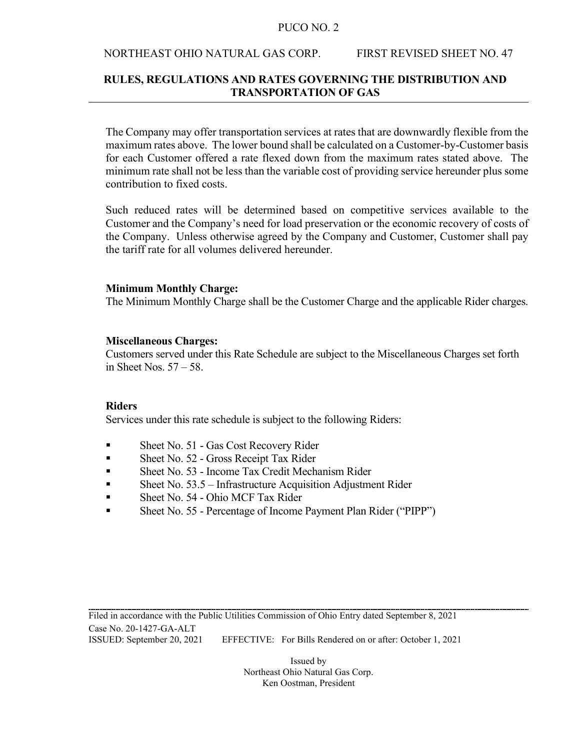The Company may offer transportation services at rates that are downwardly flexible from the maximum rates above. The lower bound shall be calculated on a Customer-by-Customer basis for each Customer offered a rate flexed down from the maximum rates stated above. The minimum rate shall not be less than the variable cost of providing service hereunder plus some contribution to fixed costs.

Such reduced rates will be determined based on competitive services available to the Customer and the Company's need for load preservation or the economic recovery of costs of the Company. Unless otherwise agreed by the Company and Customer, Customer shall pay the tariff rate for all volumes delivered hereunder.

**Minimum Monthly Charge:**
The Minimum Monthly Charge shall be the Customer Charge and the applicable Rider charges.

**Miscellaneous Charges:**
Customers served under this Rate Schedule are subject to the Miscellaneous Charges set forth in Sheet Nos. 57 – 58.

**Riders**
Services under this rate schedule is subject to the following Riders:

- Sheet No. 51 - Gas Cost Recovery Rider
- Sheet No. 52 - Gross Receipt Tax Rider
- Sheet No. 53 - Income Tax Credit Mechanism Rider
- Sheet No. 53.5 – Infrastructure Acquisition Adjustment Rider
- Sheet No. 54 - Ohio MCF Tax Rider
- Sheet No. 55 - Percentage of Income Payment Plan Rider ("PIPP")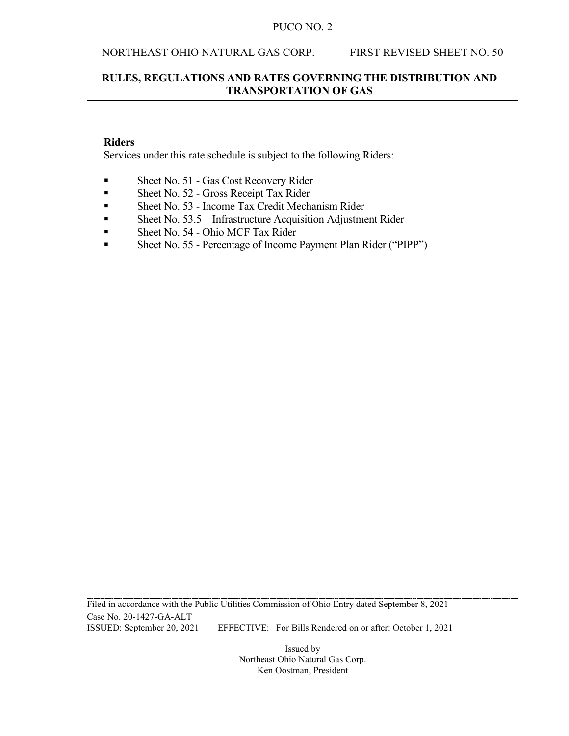## Riders

Services under this rate schedule is subject to the following Riders:

- Sheet No. 51 - Gas Cost Recovery Rider
- Sheet No. 52 - Gross Receipt Tax Rider
- Sheet No. 53 - Income Tax Credit Mechanism Rider
- Sheet No. 53.5 – Infrastructure Acquisition Adjustment Rider
- Sheet No. 54 - Ohio MCF Tax Rider
- Sheet No. 55 - Percentage of Income Payment Plan Rider ("PIPP")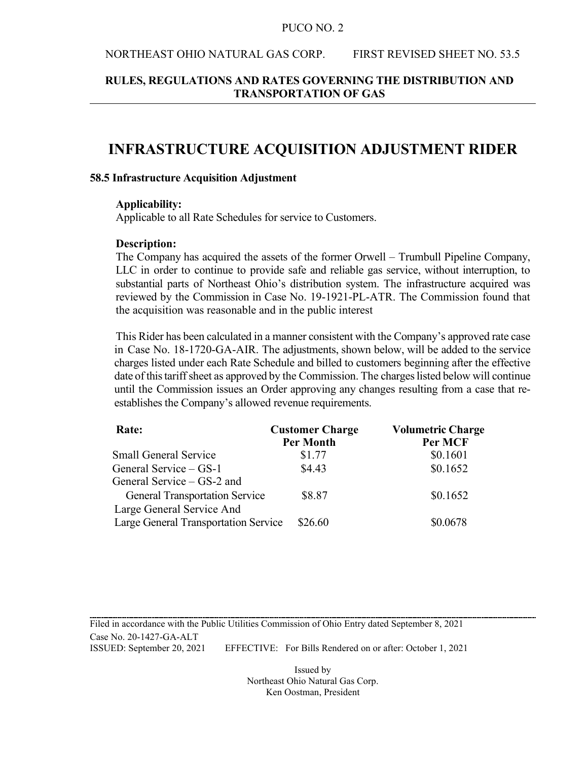PUCO NO. 2

NORTHEAST OHIO NATURAL GAS CORP. FIRST REVISED SHEET NO. 53.5

**RULES, REGULATIONS AND RATES GOVERNING THE DISTRIBUTION AND TRANSPORTATION OF GAS**

# INFRASTRUCTURE ACQUISITION ADJUSTMENT RIDER

**58.5 Infrastructure Acquisition Adjustment**

**Applicability:**
Applicable to all Rate Schedules for service to Customers.

**Description:**
The Company has acquired the assets of the former Orwell – Trumbull Pipeline Company, LLC in order to continue to provide safe and reliable gas service, without interruption, to substantial parts of Northeast Ohio's distribution system. The infrastructure acquired was reviewed by the Commission in Case No. 19-1921-PL-ATR. The Commission found that the acquisition was reasonable and in the public interest

This Rider has been calculated in a manner consistent with the Company's approved rate case in Case No. 18-1720-GA-AIR. The adjustments, shown below, will be added to the service charges listed under each Rate Schedule and billed to customers beginning after the effective date of this tariff sheet as approved by the Commission. The charges listed below will continue until the Commission issues an Order approving any changes resulting from a case that re-establishes the Company's allowed revenue requirements.

| Rate: | Customer Charge Per Month | Volumetric Charge Per MCF |
|---|---|---|
| Small General Service | $1.77 | $0.1601 |
| General Service – GS-1 | $4.43 | $0.1652 |
| General Service – GS-2 and General Transportation Service | $8.87 | $0.1652 |
| Large General Service And Large General Transportation Service | $26.60 | $0.0678 |

Filed in accordance with the Public Utilities Commission of Ohio Entry dated September 8, 2021
Case No. 20-1427-GA-ALT
ISSUED: September 20, 2021 EFFECTIVE: For Bills Rendered on or after: October 1, 2021

Issued by
Northeast Ohio Natural Gas Corp.
Ken Oostman, President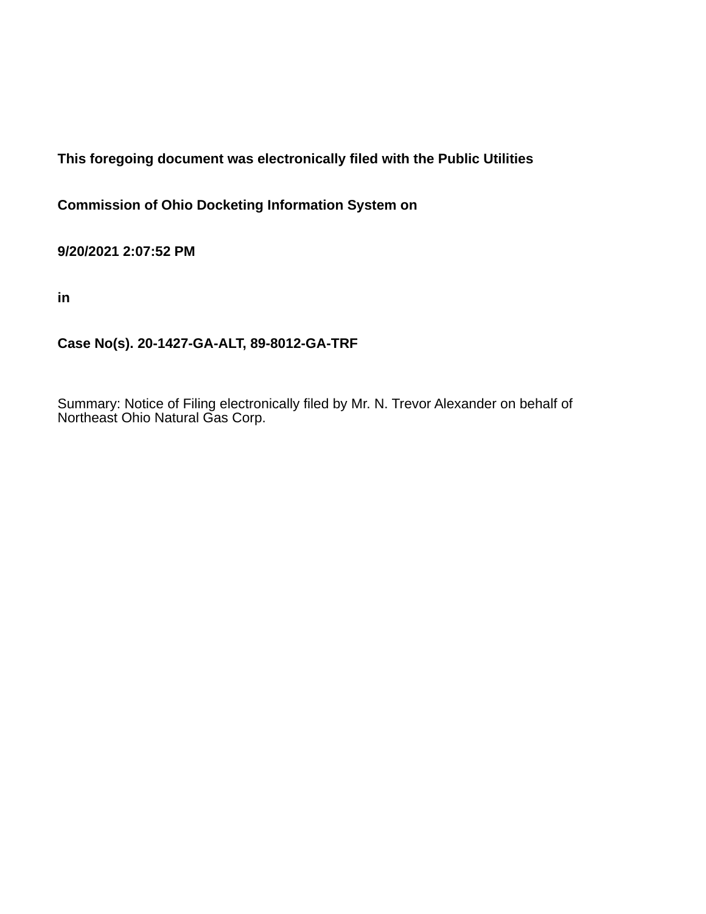**This foregoing document was electronically filed with the Public Utilities**

**Commission of Ohio Docketing Information System on**

**9/20/2021 2:07:52 PM**

**in**

**Case No(s). 20-1427-GA-ALT, 89-8012-GA-TRF**

Summary: Notice of Filing electronically filed by Mr. N. Trevor Alexander on behalf of Northeast Ohio Natural Gas Corp.